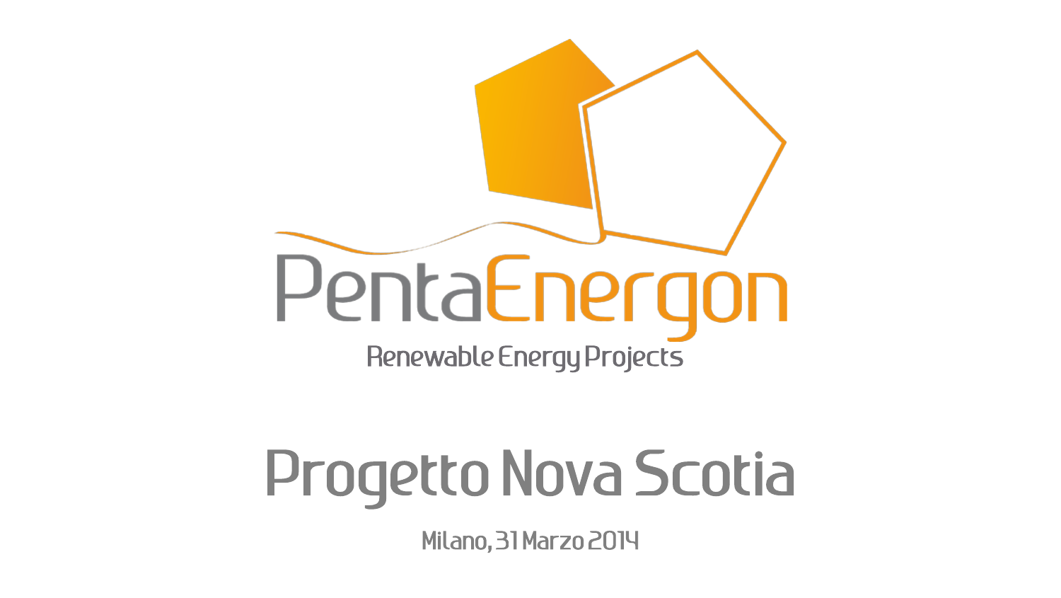PentaEnergon

Renewable Energy Projects

# Progetto Nova Scotia

Milano, 31 Marzo 2014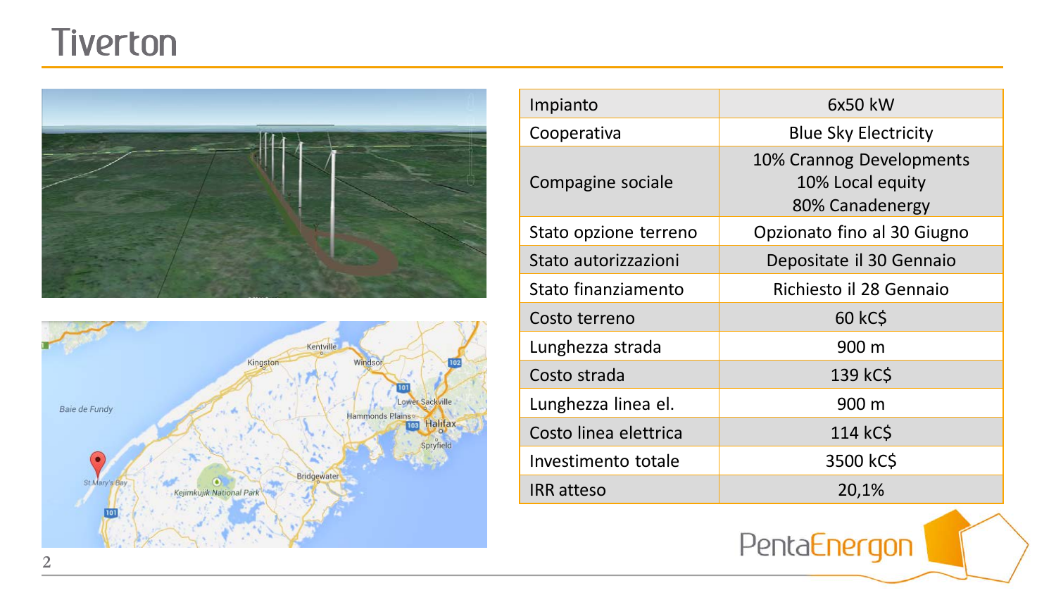# Tiverton

| Impianto | 6x50 kW |
| --- | --- |
| Cooperativa | Blue Sky Electricity |
| Compagine sociale | 10% Crannog Developments<br>10% Local equity<br>80% Canadenergy |
| Stato opzione terreno | Opzionato fino al 30 Giugno |
| Stato autorizzazioni | Depositate il 30 Gennaio |
| Stato finanziamento | Richiesto il 28 Gennaio |
| Costo terreno | 60 kC$ |
| Lunghezza strada | 900 m |
| Costo strada | 139 kC$ |
| Lunghezza linea el. | 900 m |
| Costo linea elettrica | 114 kC$ |
| Investimento totale | 3500 kC$ |
| IRR atteso | 20,1% |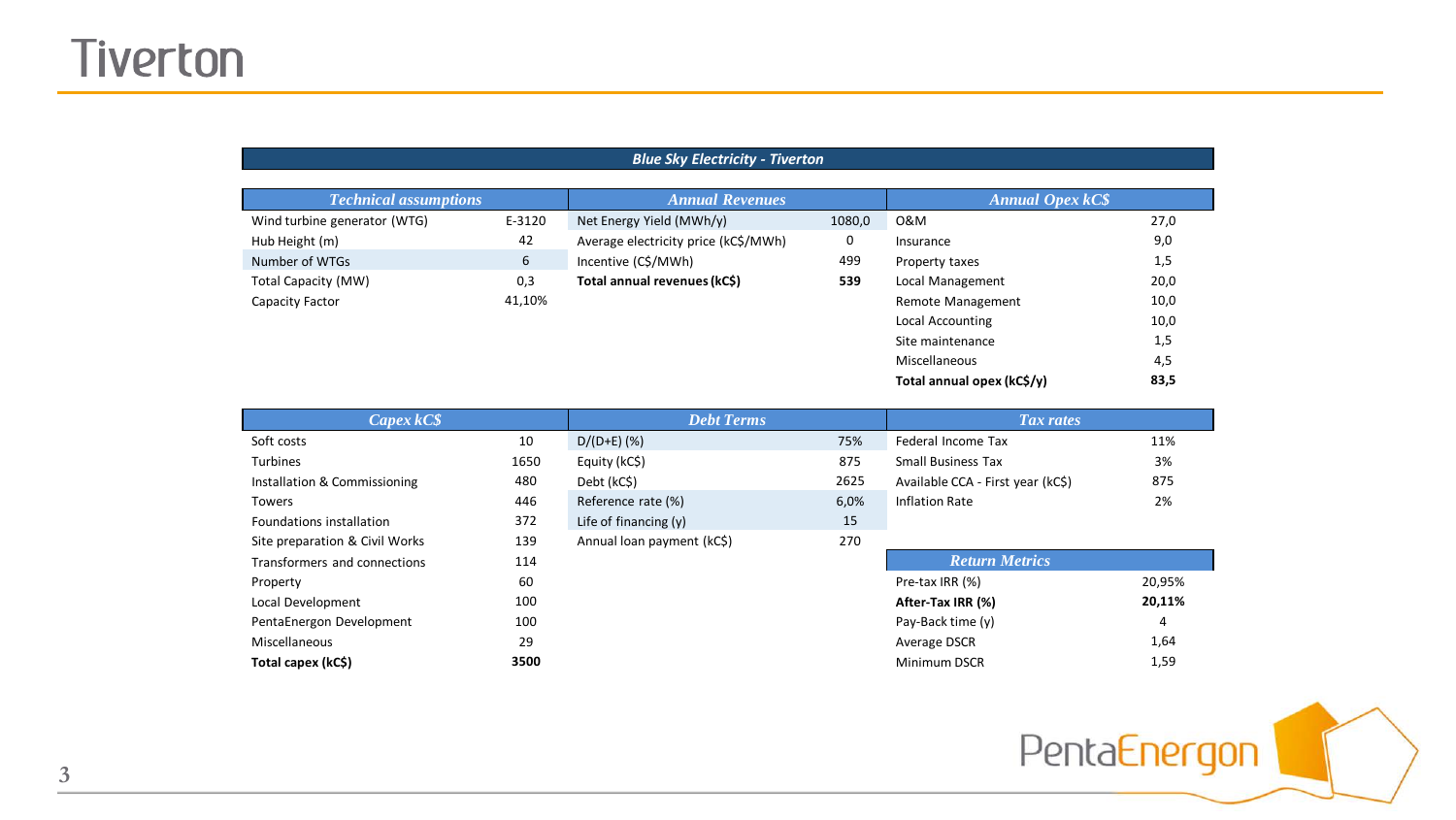# Tiverton

## Blue Sky Electricity - Tiverton

| Technical assumptions | |
|---|---|
| Wind turbine generator (WTG) | E-3120 |
| Hub Height (m) | 42 |
| Number of WTGs | 6 |
| Total Capacity (MW) | 0,3 |
| Capacity Factor | 41,10% |

| Annual Revenues | |
|---|---|
| Net Energy Yield (MWh/y) | 1080,0 |
| Average electricity price (kC$/MWh) | 0 |
| Incentive (C$/MWh) | 499 |
| **Total annual revenues (kC$)** | **539** |

| Annual Opex kC$ | |
|---|---|
| O&M | 27,0 |
| Insurance | 9,0 |
| Property taxes | 1,5 |
| Local Management | 20,0 |
| Remote Management | 10,0 |
| Local Accounting | 10,0 |
| Site maintenance | 1,5 |
| Miscellaneous | 4,5 |
| **Total annual opex (kC$/y)** | **83,5** |

| Capex kC$ | |
|---|---|
| Soft costs | 10 |
| Turbines | 1650 |
| Installation & Commissioning | 480 |
| Towers | 446 |
| Foundations installation | 372 |
| Site preparation & Civil Works | 139 |
| Transformers and connections | 114 |
| Property | 60 |
| Local Development | 100 |
| PentaEnergon Development | 100 |
| Miscellaneous | 29 |
| **Total capex (kC$)** | **3500** |

| Debt Terms | |
|---|---|
| D/(D+E) (%) | 75% |
| Equity (kC$) | 875 |
| Debt (kC$) | 2625 |
| Reference rate (%) | 6,0% |
| Life of financing (y) | 15 |
| Annual loan payment (kC$) | 270 |

| Tax rates | |
|---|---|
| Federal Income Tax | 11% |
| Small Business Tax | 3% |
| Available CCA - First year (kC$) | 875 |
| Inflation Rate | 2% |

| Return Metrics | |
|---|---|
| Pre-tax IRR (%) | 20,95% |
| **After-Tax IRR (%)** | **20,11%** |
| Pay-Back time (y) | 4 |
| Average DSCR | 1,64 |
| Minimum DSCR | 1,59 |

PentaEnergon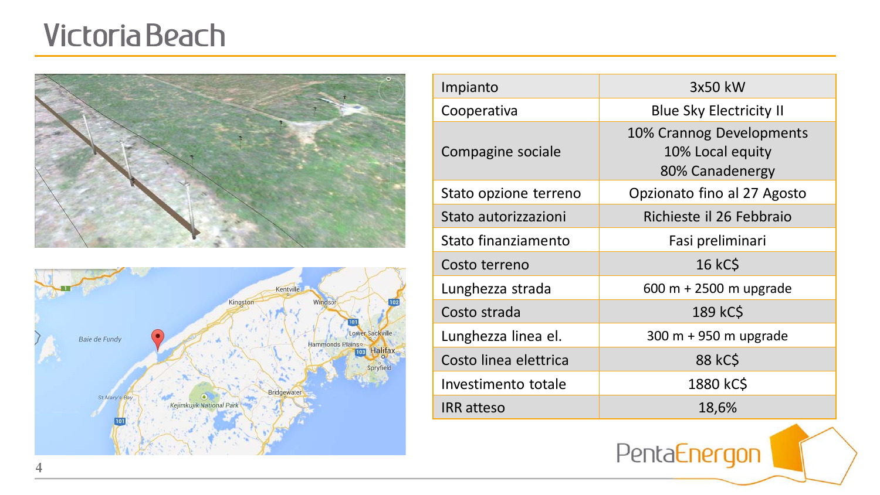# Victoria Beach

| Impianto | 3x50 kW |
| --- | --- |
| Cooperativa | Blue Sky Electricity II |
| Compagine sociale | 10% Crannog Developments<br>10% Local equity<br>80% Canadenergy |
| Stato opzione terreno | Opzionato fino al 27 Agosto |
| Stato autorizzazioni | Richieste il 26 Febbraio |
| Stato finanziamento | Fasi preliminari |
| Costo terreno | 16 kC$ |
| Lunghezza strada | 600 m + 2500 m upgrade |
| Costo strada | 189 kC$ |
| Lunghezza linea el. | 300 m + 950 m upgrade |
| Costo linea elettrica | 88 kC$ |
| Investimento totale | 1880 kC$ |
| IRR atteso | 18,6% |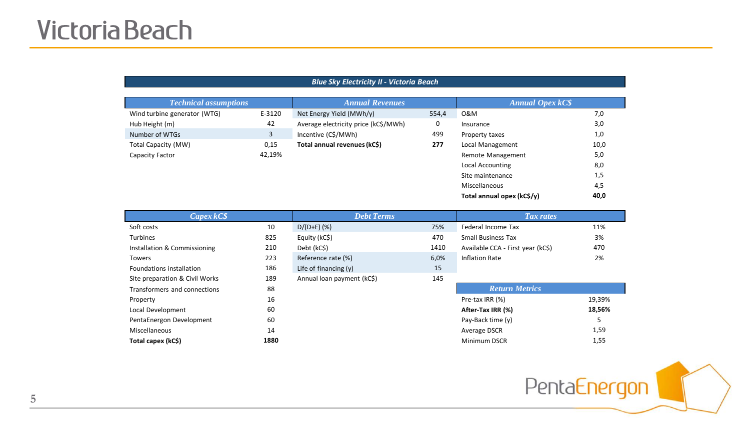# Victoria Beach

## Blue Sky Electricity II - Victoria Beach

| Technical assumptions | |
|---|---|
| Wind turbine generator (WTG) | E-3120 |
| Hub Height (m) | 42 |
| Number of WTGs | 3 |
| Total Capacity (MW) | 0,15 |
| Capacity Factor | 42,19% |

| Annual Revenues | |
|---|---|
| Net Energy Yield (MWh/y) | 554,4 |
| Average electricity price (kC$/MWh) | 0 |
| Incentive (C$/MWh) | 499 |
| **Total annual revenues (kC$)** | **277** |

| Annual Opex kC$ | |
|---|---|
| O&M | 7,0 |
| Insurance | 3,0 |
| Property taxes | 1,0 |
| Local Management | 10,0 |
| Remote Management | 5,0 |
| Local Accounting | 8,0 |
| Site maintenance | 1,5 |
| Miscellaneous | 4,5 |
| **Total annual opex (kC$/y)** | **40,0** |

| Capex kC$ | |
|---|---|
| Soft costs | 10 |
| Turbines | 825 |
| Installation & Commissioning | 210 |
| Towers | 223 |
| Foundations installation | 186 |
| Site preparation & Civil Works | 189 |
| Transformers and connections | 88 |
| Property | 16 |
| Local Development | 60 |
| PentaEnergon Development | 60 |
| Miscellaneous | 14 |
| **Total capex (kC$)** | **1880** |

| Debt Terms | |
|---|---|
| D/(D+E) (%) | 75% |
| Equity (kC$) | 470 |
| Debt (kC$) | 1410 |
| Reference rate (%) | 6,0% |
| Life of financing (y) | 15 |
| Annual loan payment (kC$) | 145 |

| Tax rates | |
|---|---|
| Federal Income Tax | 11% |
| Small Business Tax | 3% |
| Available CCA - First year (kC$) | 470 |
| Inflation Rate | 2% |

| Return Metrics | |
|---|---|
| Pre-tax IRR (%) | 19,39% |
| **After-Tax IRR (%)** | **18,56%** |
| Pay-Back time (y) | 5 |
| Average DSCR | 1,59 |
| Minimum DSCR | 1,55 |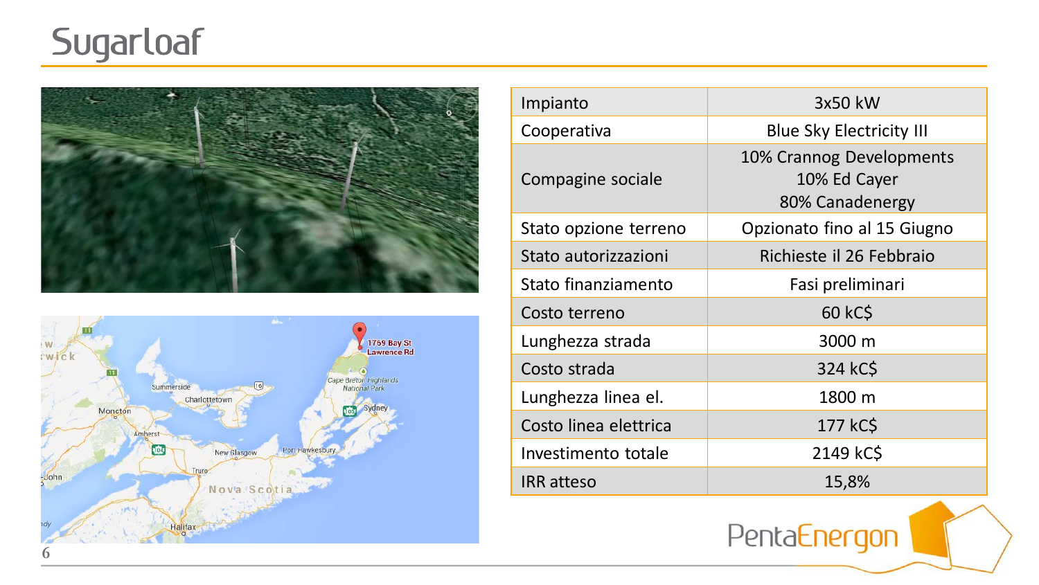# Sugarloaf

| Impianto | 3x50 kW |
| --- | --- |
| Cooperativa | Blue Sky Electricity III |
| Compagine sociale | 10% Crannog Developments<br>10% Ed Cayer<br>80% Canadenergy |
| Stato opzione terreno | Opzionato fino al 15 Giugno |
| Stato autorizzazioni | Richieste il 26 Febbraio |
| Stato finanziamento | Fasi preliminari |
| Costo terreno | 60 kC$ |
| Lunghezza strada | 3000 m |
| Costo strada | 324 kC$ |
| Lunghezza linea el. | 1800 m |
| Costo linea elettrica | 177 kC$ |
| Investimento totale | 2149 kC$ |
| IRR atteso | 15,8% |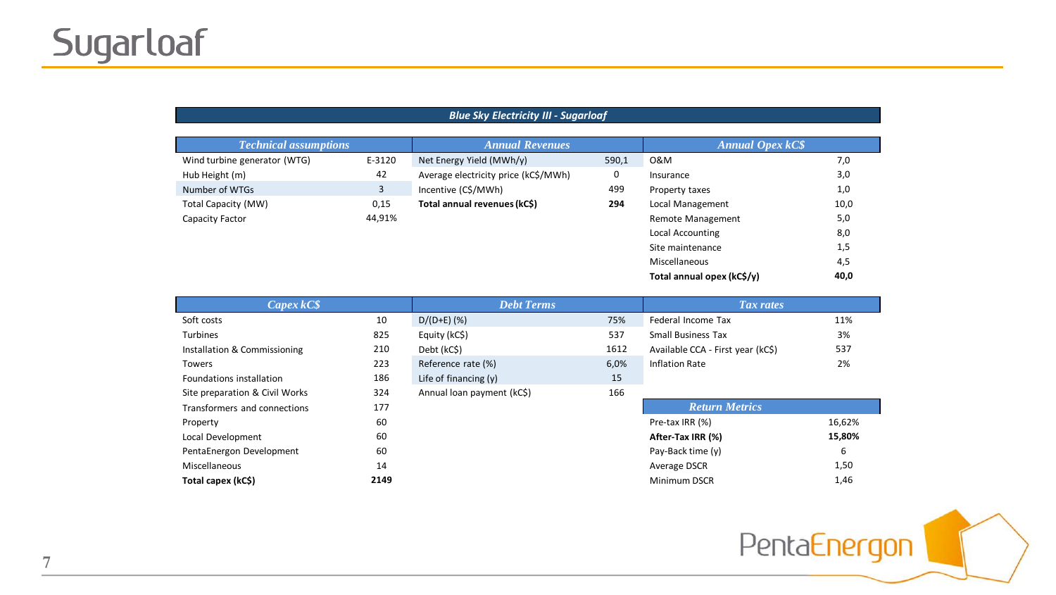# Sugarloaf

## Blue Sky Electricity III - Sugarloaf

| *Technical assumptions* | |
|---|---|
| Wind turbine generator (WTG) | E-3120 |
| Hub Height (m) | 42 |
| Number of WTGs | 3 |
| Total Capacity (MW) | 0,15 |
| Capacity Factor | 44,91% |

| *Annual Revenues* | |
|---|---|
| Net Energy Yield (MWh/y) | 590,1 |
| Average electricity price (kC$/MWh) | 0 |
| Incentive (C$/MWh) | 499 |
| **Total annual revenues (kC$)** | **294** |

| *Annual Opex kC$* | |
|---|---|
| O&M | 7,0 |
| Insurance | 3,0 |
| Property taxes | 1,0 |
| Local Management | 10,0 |
| Remote Management | 5,0 |
| Local Accounting | 8,0 |
| Site maintenance | 1,5 |
| Miscellaneous | 4,5 |
| **Total annual opex (kC$/y)** | **40,0** |

| *Capex kC$* | |
|---|---|
| Soft costs | 10 |
| Turbines | 825 |
| Installation & Commissioning | 210 |
| Towers | 223 |
| Foundations installation | 186 |
| Site preparation & Civil Works | 324 |
| Transformers and connections | 177 |
| Property | 60 |
| Local Development | 60 |
| PentaEnergon Development | 60 |
| Miscellaneous | 14 |
| **Total capex (kC$)** | **2149** |

| *Debt Terms* | |
|---|---|
| D/(D+E) (%) | 75% |
| Equity (kC$) | 537 |
| Debt (kC$) | 1612 |
| Reference rate (%) | 6,0% |
| Life of financing (y) | 15 |
| Annual loan payment (kC$) | 166 |

| *Tax rates* | |
|---|---|
| Federal Income Tax | 11% |
| Small Business Tax | 3% |
| Available CCA - First year (kC$) | 537 |
| Inflation Rate | 2% |

| *Return Metrics* | |
|---|---|
| Pre-tax IRR (%) | 16,62% |
| **After-Tax IRR (%)** | **15,80%** |
| Pay-Back time (y) | 6 |
| Average DSCR | 1,50 |
| Minimum DSCR | 1,46 |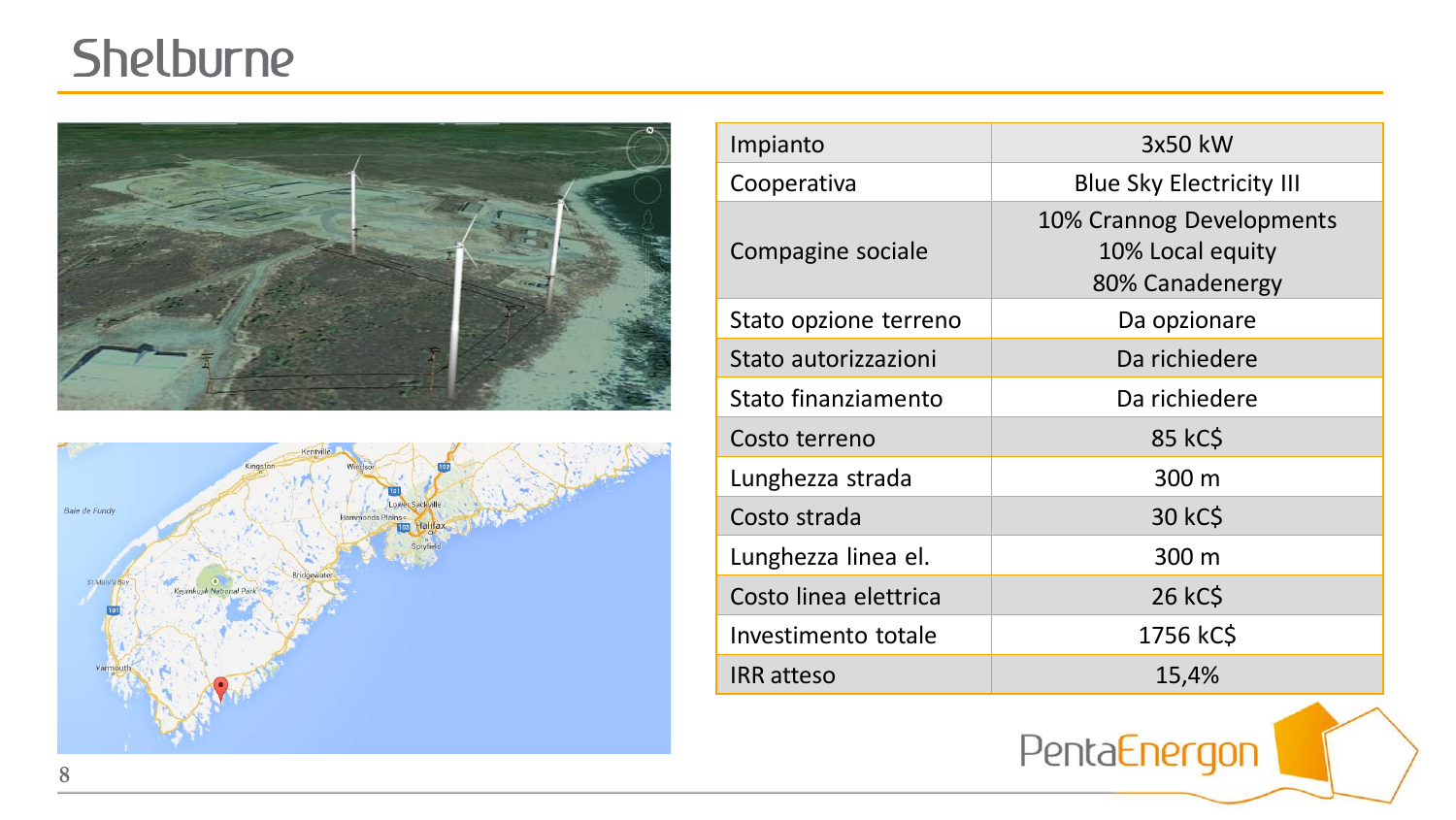# Shelburne

| Impianto | 3x50 kW |
|---|---|
| Cooperativa | Blue Sky Electricity III |
| Compagine sociale | 10% Crannog Developments<br>10% Local equity<br>80% Canadenergy |
| Stato opzione terreno | Da opzionare |
| Stato autorizzazioni | Da richiedere |
| Stato finanziamento | Da richiedere |
| Costo terreno | 85 kC$ |
| Lunghezza strada | 300 m |
| Costo strada | 30 kC$ |
| Lunghezza linea el. | 300 m |
| Costo linea elettrica | 26 kC$ |
| Investimento totale | 1756 kC$ |
| IRR atteso | 15,4% |

PentaEnergon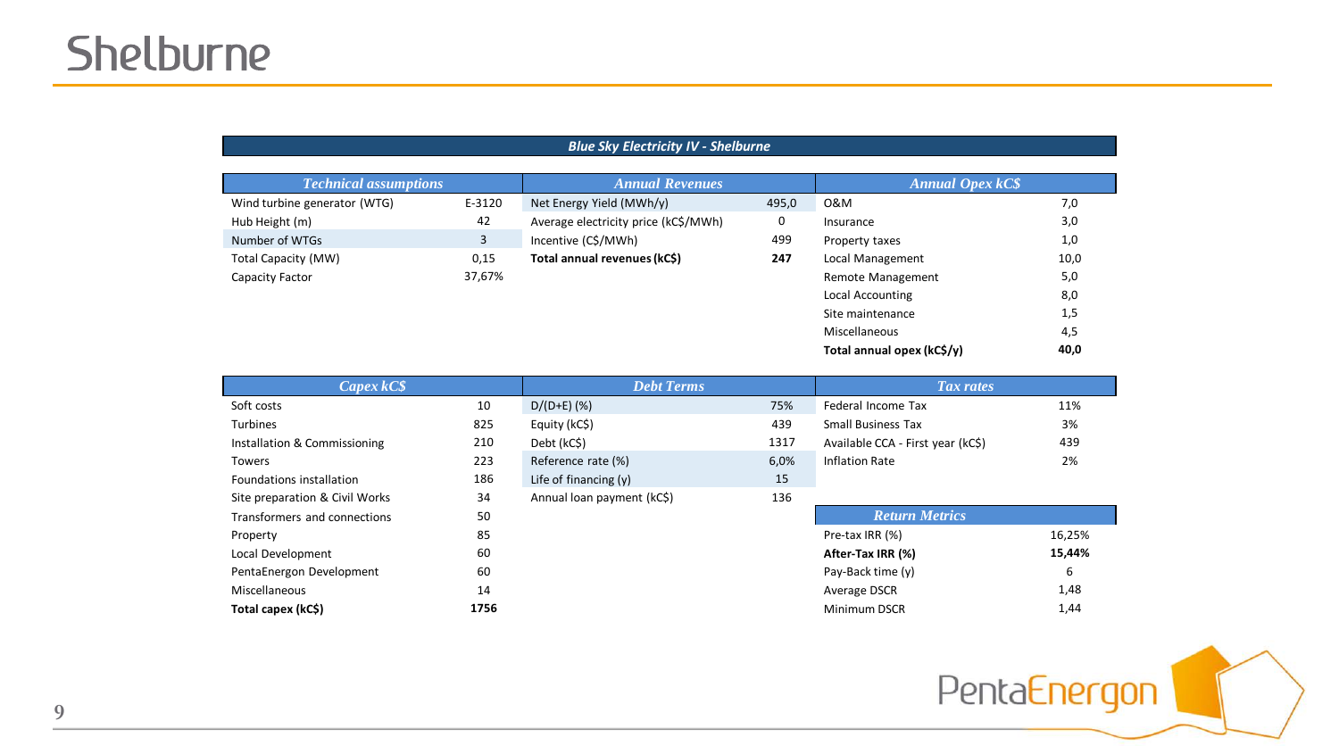# Shelburne

## Blue Sky Electricity IV - Shelburne

| Technical assumptions | |
|---|---|
| Wind turbine generator (WTG) | E-3120 |
| Hub Height (m) | 42 |
| Number of WTGs | 3 |
| Total Capacity (MW) | 0,15 |
| Capacity Factor | 37,67% |

| Annual Revenues | |
|---|---|
| Net Energy Yield (MWh/y) | 495,0 |
| Average electricity price (kC$/MWh) | 0 |
| Incentive (C$/MWh) | 499 |
| **Total annual revenues (kC$)** | **247** |

| Annual Opex kC$ | |
|---|---|
| O&M | 7,0 |
| Insurance | 3,0 |
| Property taxes | 1,0 |
| Local Management | 10,0 |
| Remote Management | 5,0 |
| Local Accounting | 8,0 |
| Site maintenance | 1,5 |
| Miscellaneous | 4,5 |
| **Total annual opex (kC$/y)** | **40,0** |

| Capex kC$ | |
|---|---|
| Soft costs | 10 |
| Turbines | 825 |
| Installation & Commissioning | 210 |
| Towers | 223 |
| Foundations installation | 186 |
| Site preparation & Civil Works | 34 |
| Transformers and connections | 50 |
| Property | 85 |
| Local Development | 60 |
| PentaEnergon Development | 60 |
| Miscellaneous | 14 |
| **Total capex (kC$)** | **1756** |

| Debt Terms | |
|---|---|
| D/(D+E) (%) | 75% |
| Equity (kC$) | 439 |
| Debt (kC$) | 1317 |
| Reference rate (%) | 6,0% |
| Life of financing (y) | 15 |
| Annual loan payment (kC$) | 136 |

| Tax rates | |
|---|---|
| Federal Income Tax | 11% |
| Small Business Tax | 3% |
| Available CCA - First year (kC$) | 439 |
| Inflation Rate | 2% |

| Return Metrics | |
|---|---|
| Pre-tax IRR (%) | 16,25% |
| **After-Tax IRR (%)** | **15,44%** |
| Pay-Back time (y) | 6 |
| Average DSCR | 1,48 |
| Minimum DSCR | 1,44 |

PentaEnergon